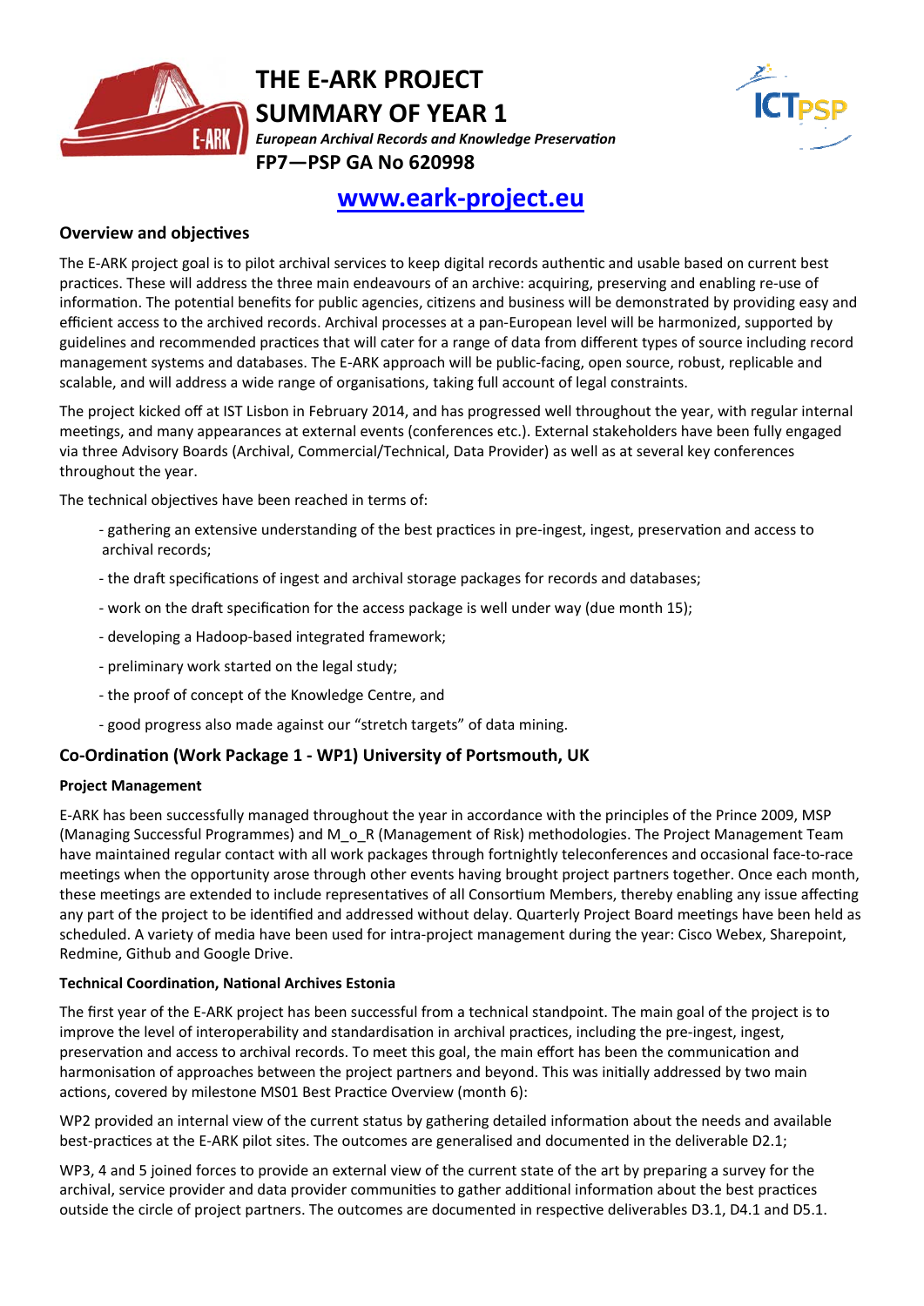# THE E-ARK PROJECT
# SUMMARY OF YEAR 1

*European Archival Records and Knowledge Preservation*

**FP7—PSP GA No 620998**

## [www.eark-project.eu](http://www.eark-project.eu)

### Overview and objectives

The E-ARK project goal is to pilot archival services to keep digital records authentic and usable based on current best practices. These will address the three main endeavours of an archive: acquiring, preserving and enabling re-use of information. The potential benefits for public agencies, citizens and business will be demonstrated by providing easy and efficient access to the archived records. Archival processes at a pan-European level will be harmonized, supported by guidelines and recommended practices that will cater for a range of data from different types of source including record management systems and databases. The E-ARK approach will be public-facing, open source, robust, replicable and scalable, and will address a wide range of organisations, taking full account of legal constraints.

The project kicked off at IST Lisbon in February 2014, and has progressed well throughout the year, with regular internal meetings, and many appearances at external events (conferences etc.). External stakeholders have been fully engaged via three Advisory Boards (Archival, Commercial/Technical, Data Provider) as well as at several key conferences throughout the year.

The technical objectives have been reached in terms of:

- gathering an extensive understanding of the best practices in pre-ingest, ingest, preservation and access to archival records;
- the draft specifications of ingest and archival storage packages for records and databases;
- work on the draft specification for the access package is well under way (due month 15);
- developing a Hadoop-based integrated framework;
- preliminary work started on the legal study;
- the proof of concept of the Knowledge Centre, and
- good progress also made against our "stretch targets" of data mining.

### Co-Ordination (Work Package 1 - WP1) University of Portsmouth, UK

#### Project Management

E-ARK has been successfully managed throughout the year in accordance with the principles of the Prince 2009, MSP (Managing Successful Programmes) and M_o_R (Management of Risk) methodologies. The Project Management Team have maintained regular contact with all work packages through fortnightly teleconferences and occasional face-to-race meetings when the opportunity arose through other events having brought project partners together. Once each month, these meetings are extended to include representatives of all Consortium Members, thereby enabling any issue affecting any part of the project to be identified and addressed without delay. Quarterly Project Board meetings have been held as scheduled. A variety of media have been used for intra-project management during the year: Cisco Webex, Sharepoint, Redmine, Github and Google Drive.

#### Technical Coordination, National Archives Estonia

The first year of the E-ARK project has been successful from a technical standpoint. The main goal of the project is to improve the level of interoperability and standardisation in archival practices, including the pre-ingest, ingest, preservation and access to archival records. To meet this goal, the main effort has been the communication and harmonisation of approaches between the project partners and beyond. This was initially addressed by two main actions, covered by milestone MS01 Best Practice Overview (month 6):

WP2 provided an internal view of the current status by gathering detailed information about the needs and available best-practices at the E-ARK pilot sites. The outcomes are generalised and documented in the deliverable D2.1;

WP3, 4 and 5 joined forces to provide an external view of the current state of the art by preparing a survey for the archival, service provider and data provider communities to gather additional information about the best practices outside the circle of project partners. The outcomes are documented in respective deliverables D3.1, D4.1 and D5.1.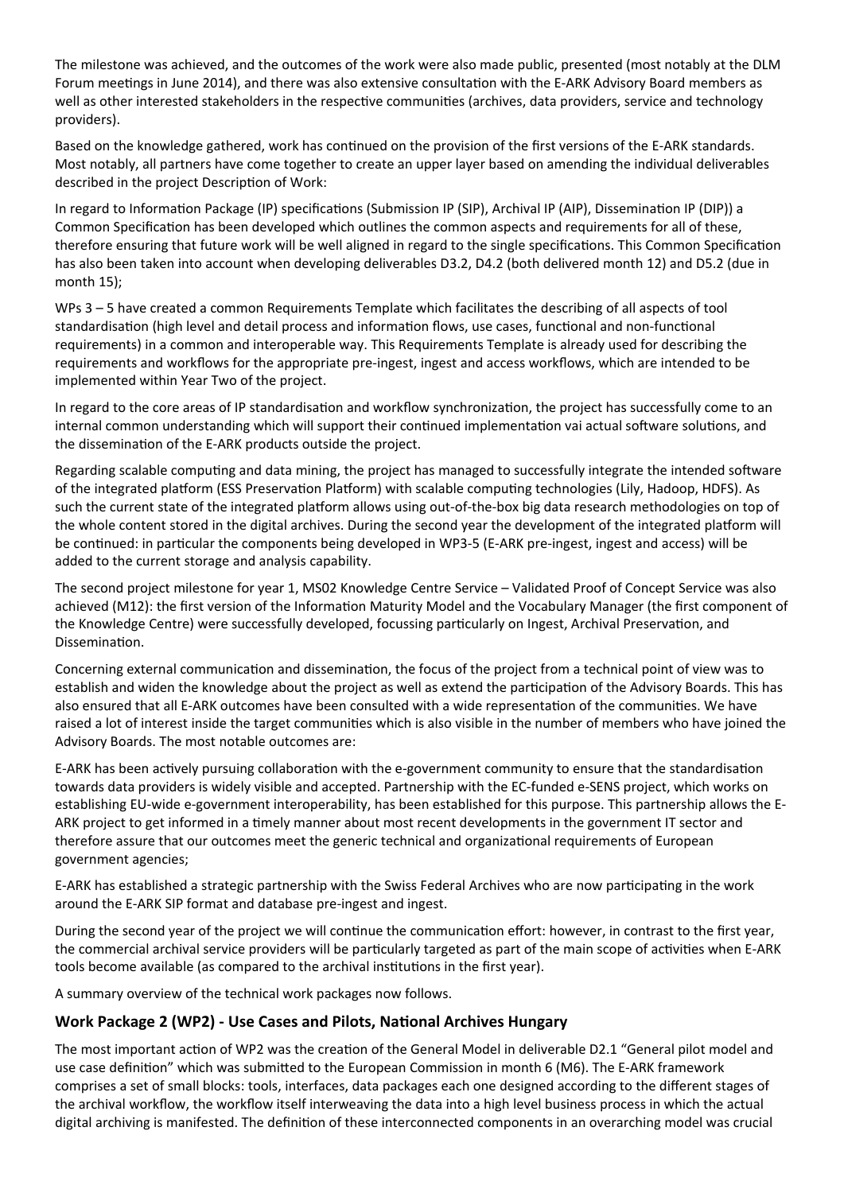The milestone was achieved, and the outcomes of the work were also made public, presented (most notably at the DLM Forum meetings in June 2014), and there was also extensive consultation with the E-ARK Advisory Board members as well as other interested stakeholders in the respective communities (archives, data providers, service and technology providers).

Based on the knowledge gathered, work has continued on the provision of the first versions of the E-ARK standards. Most notably, all partners have come together to create an upper layer based on amending the individual deliverables described in the project Description of Work:

In regard to Information Package (IP) specifications (Submission IP (SIP), Archival IP (AIP), Dissemination IP (DIP)) a Common Specification has been developed which outlines the common aspects and requirements for all of these, therefore ensuring that future work will be well aligned in regard to the single specifications. This Common Specification has also been taken into account when developing deliverables D3.2, D4.2 (both delivered month 12) and D5.2 (due in month 15);

WPs 3 – 5 have created a common Requirements Template which facilitates the describing of all aspects of tool standardisation (high level and detail process and information flows, use cases, functional and non-functional requirements) in a common and interoperable way. This Requirements Template is already used for describing the requirements and workflows for the appropriate pre-ingest, ingest and access workflows, which are intended to be implemented within Year Two of the project.

In regard to the core areas of IP standardisation and workflow synchronization, the project has successfully come to an internal common understanding which will support their continued implementation vai actual software solutions, and the dissemination of the E-ARK products outside the project.

Regarding scalable computing and data mining, the project has managed to successfully integrate the intended software of the integrated platform (ESS Preservation Platform) with scalable computing technologies (Lily, Hadoop, HDFS). As such the current state of the integrated platform allows using out-of-the-box big data research methodologies on top of the whole content stored in the digital archives. During the second year the development of the integrated platform will be continued: in particular the components being developed in WP3-5 (E-ARK pre-ingest, ingest and access) will be added to the current storage and analysis capability.

The second project milestone for year 1, MS02 Knowledge Centre Service – Validated Proof of Concept Service was also achieved (M12): the first version of the Information Maturity Model and the Vocabulary Manager (the first component of the Knowledge Centre) were successfully developed, focussing particularly on Ingest, Archival Preservation, and Dissemination.

Concerning external communication and dissemination, the focus of the project from a technical point of view was to establish and widen the knowledge about the project as well as extend the participation of the Advisory Boards. This has also ensured that all E-ARK outcomes have been consulted with a wide representation of the communities. We have raised a lot of interest inside the target communities which is also visible in the number of members who have joined the Advisory Boards. The most notable outcomes are:

E-ARK has been actively pursuing collaboration with the e-government community to ensure that the standardisation towards data providers is widely visible and accepted. Partnership with the EC-funded e-SENS project, which works on establishing EU-wide e-government interoperability, has been established for this purpose. This partnership allows the E-ARK project to get informed in a timely manner about most recent developments in the government IT sector and therefore assure that our outcomes meet the generic technical and organizational requirements of European government agencies;

E-ARK has established a strategic partnership with the Swiss Federal Archives who are now participating in the work around the E-ARK SIP format and database pre-ingest and ingest.

During the second year of the project we will continue the communication effort: however, in contrast to the first year, the commercial archival service providers will be particularly targeted as part of the main scope of activities when E-ARK tools become available (as compared to the archival institutions in the first year).

A summary overview of the technical work packages now follows.

### Work Package 2 (WP2) - Use Cases and Pilots, National Archives Hungary

The most important action of WP2 was the creation of the General Model in deliverable D2.1 "General pilot model and use case definition" which was submitted to the European Commission in month 6 (M6). The E-ARK framework comprises a set of small blocks: tools, interfaces, data packages each one designed according to the different stages of the archival workflow, the workflow itself interweaving the data into a high level business process in which the actual digital archiving is manifested. The definition of these interconnected components in an overarching model was crucial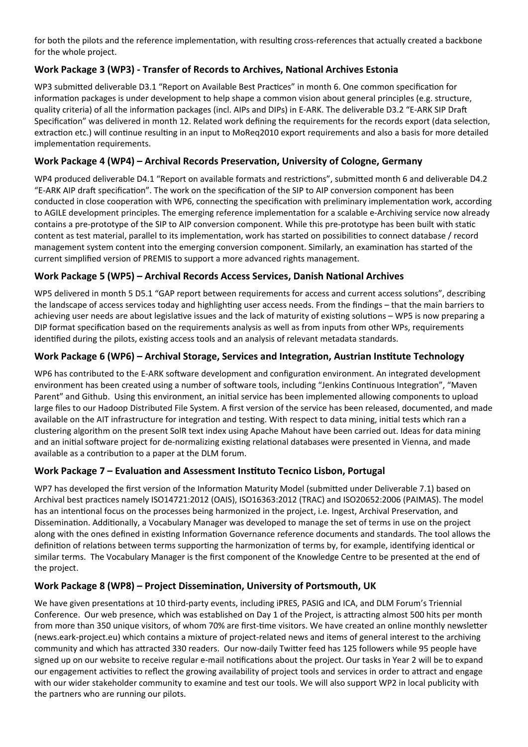for both the pilots and the reference implementation, with resulting cross-references that actually created a backbone for the whole project.

### Work Package 3 (WP3) - Transfer of Records to Archives, National Archives Estonia

WP3 submitted deliverable D3.1 "Report on Available Best Practices" in month 6. One common specification for information packages is under development to help shape a common vision about general principles (e.g. structure, quality criteria) of all the information packages (incl. AIPs and DIPs) in E-ARK. The deliverable D3.2 "E-ARK SIP Draft Specification" was delivered in month 12. Related work defining the requirements for the records export (data selection, extraction etc.) will continue resulting in an input to MoReq2010 export requirements and also a basis for more detailed implementation requirements.

### Work Package 4 (WP4) – Archival Records Preservation, University of Cologne, Germany

WP4 produced deliverable D4.1 "Report on available formats and restrictions", submitted month 6 and deliverable D4.2 "E-ARK AIP draft specification". The work on the specification of the SIP to AIP conversion component has been conducted in close cooperation with WP6, connecting the specification with preliminary implementation work, according to AGILE development principles. The emerging reference implementation for a scalable e-Archiving service now already contains a pre-prototype of the SIP to AIP conversion component. While this pre-prototype has been built with static content as test material, parallel to its implementation, work has started on possibilities to connect database / record management system content into the emerging conversion component. Similarly, an examination has started of the current simplified version of PREMIS to support a more advanced rights management.

### Work Package 5 (WP5) – Archival Records Access Services, Danish National Archives

WP5 delivered in month 5 D5.1 "GAP report between requirements for access and current access solutions", describing the landscape of access services today and highlighting user access needs. From the findings – that the main barriers to achieving user needs are about legislative issues and the lack of maturity of existing solutions – WP5 is now preparing a DIP format specification based on the requirements analysis as well as from inputs from other WPs, requirements identified during the pilots, existing access tools and an analysis of relevant metadata standards.

### Work Package 6 (WP6) – Archival Storage, Services and Integration, Austrian Institute Technology

WP6 has contributed to the E-ARK software development and configuration environment. An integrated development environment has been created using a number of software tools, including "Jenkins Continuous Integration", "Maven Parent" and Github. Using this environment, an initial service has been implemented allowing components to upload large files to our Hadoop Distributed File System. A first version of the service has been released, documented, and made available on the AIT infrastructure for integration and testing. With respect to data mining, initial tests which ran a clustering algorithm on the present SolR text index using Apache Mahout have been carried out. Ideas for data mining and an initial software project for de-normalizing existing relational databases were presented in Vienna, and made available as a contribution to a paper at the DLM forum.

### Work Package 7 – Evaluation and Assessment Instituto Tecnico Lisbon, Portugal

WP7 has developed the first version of the Information Maturity Model (submitted under Deliverable 7.1) based on Archival best practices namely ISO14721:2012 (OAIS), ISO16363:2012 (TRAC) and ISO20652:2006 (PAIMAS). The model has an intentional focus on the processes being harmonized in the project, i.e. Ingest, Archival Preservation, and Dissemination. Additionally, a Vocabulary Manager was developed to manage the set of terms in use on the project along with the ones defined in existing Information Governance reference documents and standards. The tool allows the definition of relations between terms supporting the harmonization of terms by, for example, identifying identical or similar terms. The Vocabulary Manager is the first component of the Knowledge Centre to be presented at the end of the project.

### Work Package 8 (WP8) – Project Dissemination, University of Portsmouth, UK

We have given presentations at 10 third-party events, including iPRES, PASIG and ICA, and DLM Forum's Triennial Conference. Our web presence, which was established on Day 1 of the Project, is attracting almost 500 hits per month from more than 350 unique visitors, of whom 70% are first-time visitors. We have created an online monthly newsletter (news.eark-project.eu) which contains a mixture of project-related news and items of general interest to the archiving community and which has attracted 330 readers. Our now-daily Twitter feed has 125 followers while 95 people have signed up on our website to receive regular e-mail notifications about the project. Our tasks in Year 2 will be to expand our engagement activities to reflect the growing availability of project tools and services in order to attract and engage with our wider stakeholder community to examine and test our tools. We will also support WP2 in local publicity with the partners who are running our pilots.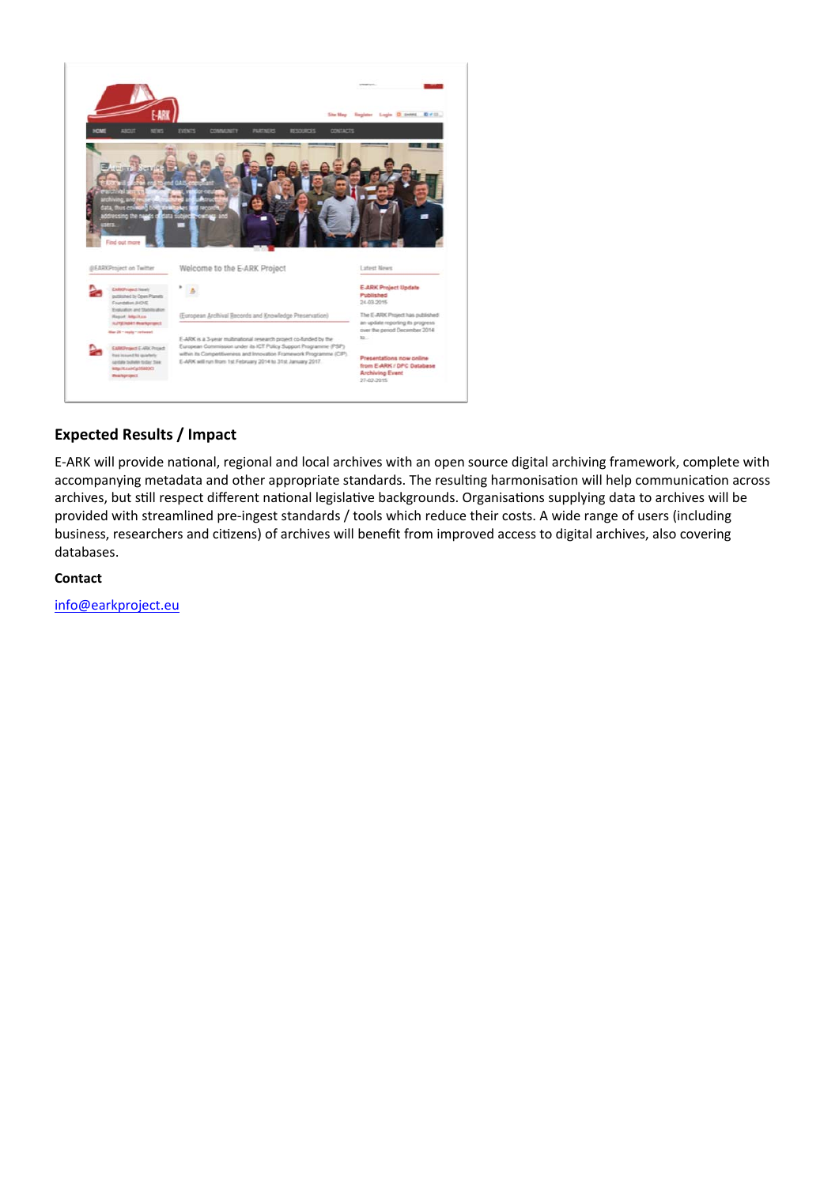## Expected Results / Impact

E-ARK will provide national, regional and local archives with an open source digital archiving framework, complete with accompanying metadata and other appropriate standards. The resulting harmonisation will help communication across archives, but still respect different national legislative backgrounds. Organisations supplying data to archives will be provided with streamlined pre-ingest standards / tools which reduce their costs. A wide range of users (including business, researchers and citizens) of archives will benefit from improved access to digital archives, also covering databases.

**Contact**

info@earkproject.eu